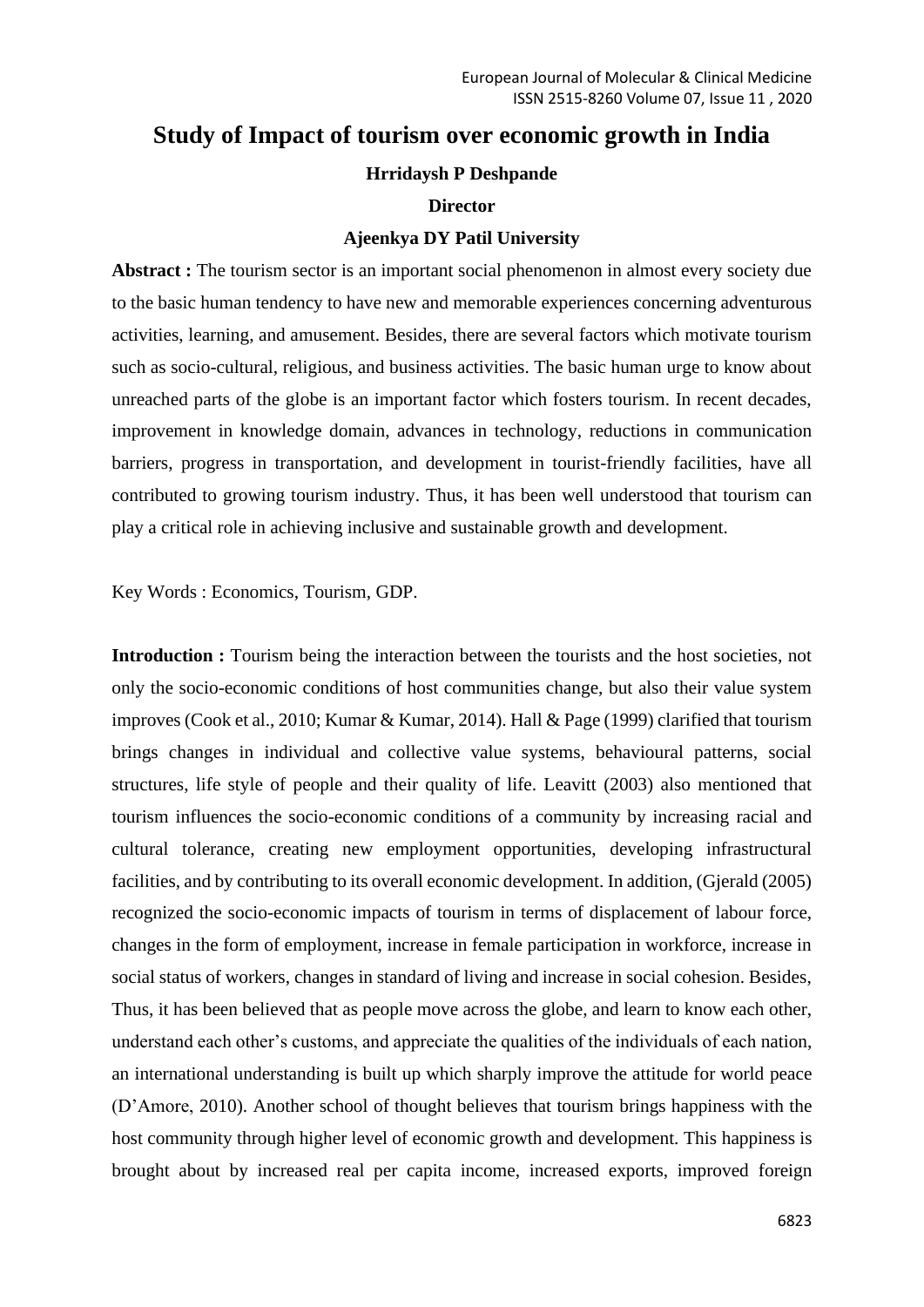# Study of Impact of tourism over economic growth in India

**Hrridaysh P Deshpande**

**Director**

**Ajeenkya DY Patil University**

**Abstract :** The tourism sector is an important social phenomenon in almost every society due to the basic human tendency to have new and memorable experiences concerning adventurous activities, learning, and amusement. Besides, there are several factors which motivate tourism such as socio-cultural, religious, and business activities. The basic human urge to know about unreached parts of the globe is an important factor which fosters tourism. In recent decades, improvement in knowledge domain, advances in technology, reductions in communication barriers, progress in transportation, and development in tourist-friendly facilities, have all contributed to growing tourism industry. Thus, it has been well understood that tourism can play a critical role in achieving inclusive and sustainable growth and development.

Key Words : Economics, Tourism, GDP.

**Introduction :** Tourism being the interaction between the tourists and the host societies, not only the socio-economic conditions of host communities change, but also their value system improves (Cook et al., 2010; Kumar & Kumar, 2014). Hall & Page (1999) clarified that tourism brings changes in individual and collective value systems, behavioural patterns, social structures, life style of people and their quality of life. Leavitt (2003) also mentioned that tourism influences the socio-economic conditions of a community by increasing racial and cultural tolerance, creating new employment opportunities, developing infrastructural facilities, and by contributing to its overall economic development. In addition, (Gjerald (2005) recognized the socio-economic impacts of tourism in terms of displacement of labour force, changes in the form of employment, increase in female participation in workforce, increase in social status of workers, changes in standard of living and increase in social cohesion. Besides, Thus, it has been believed that as people move across the globe, and learn to know each other, understand each other's customs, and appreciate the qualities of the individuals of each nation, an international understanding is built up which sharply improve the attitude for world peace (D'Amore, 2010). Another school of thought believes that tourism brings happiness with the host community through higher level of economic growth and development. This happiness is brought about by increased real per capita income, increased exports, improved foreign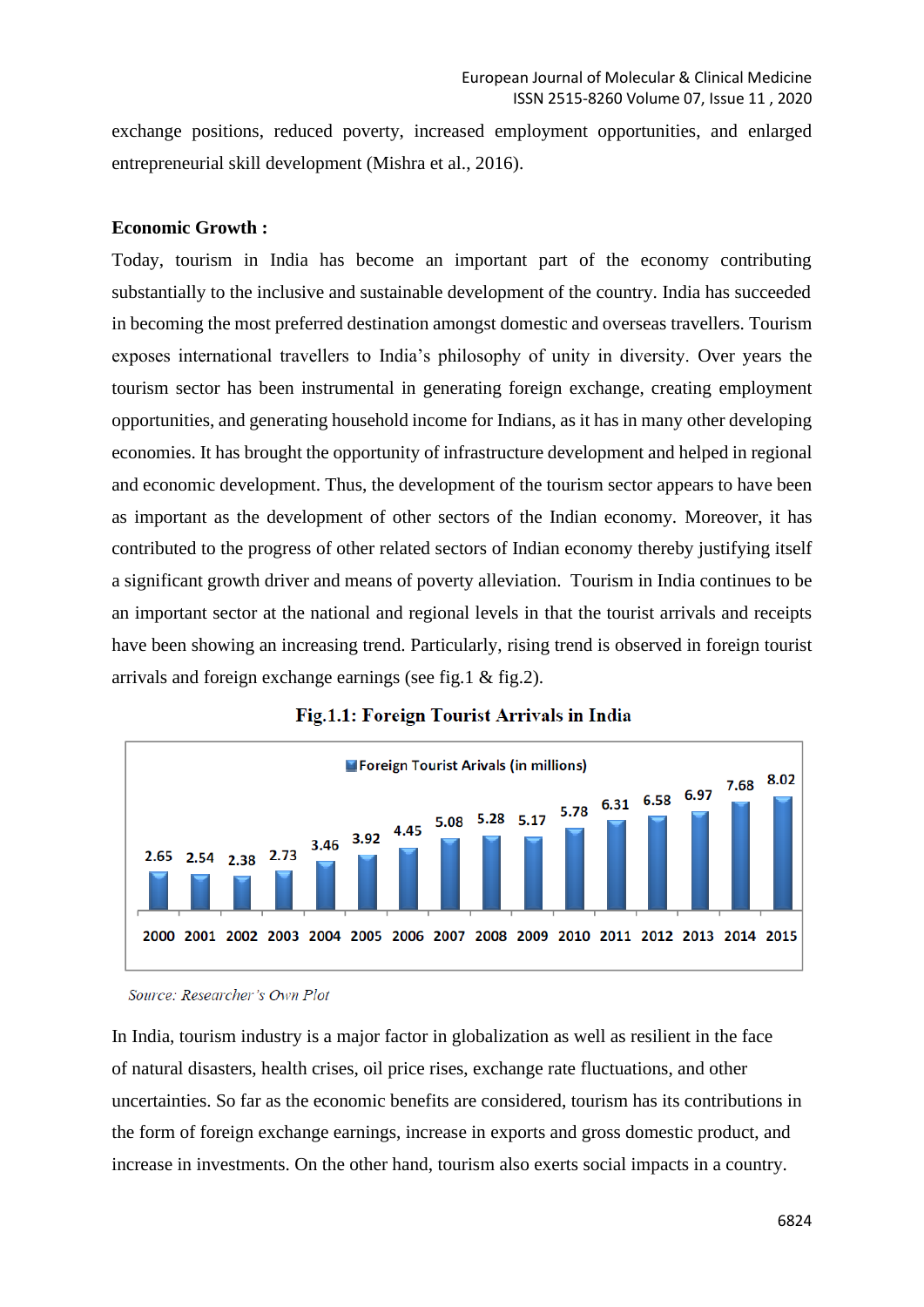exchange positions, reduced poverty, increased employment opportunities, and enlarged entrepreneurial skill development (Mishra et al., 2016).

**Economic Growth :**

Today, tourism in India has become an important part of the economy contributing substantially to the inclusive and sustainable development of the country. India has succeeded in becoming the most preferred destination amongst domestic and overseas travellers. Tourism exposes international travellers to India's philosophy of unity in diversity. Over years the tourism sector has been instrumental in generating foreign exchange, creating employment opportunities, and generating household income for Indians, as it has in many other developing economies. It has brought the opportunity of infrastructure development and helped in regional and economic development. Thus, the development of the tourism sector appears to have been as important as the development of other sectors of the Indian economy. Moreover, it has contributed to the progress of other related sectors of Indian economy thereby justifying itself a significant growth driver and means of poverty alleviation. Tourism in India continues to be an important sector at the national and regional levels in that the tourist arrivals and receipts have been showing an increasing trend. Particularly, rising trend is observed in foreign tourist arrivals and foreign exchange earnings (see fig.1 & fig.2).

**Fig.1.1: Foreign Tourist Arrivals in India**

Foreign Tourist Arivals (in millions)

| Year | 2000 | 2001 | 2002 | 2003 | 2004 | 2005 | 2006 | 2007 | 2008 | 2009 | 2010 | 2011 | 2012 | 2013 | 2014 | 2015 |
|---|---|---|---|---|---|---|---|---|---|---|---|---|---|---|---|---|
| Foreign Tourist Arivals (in millions) | 2.65 | 2.54 | 2.38 | 2.73 | 3.46 | 3.92 | 4.45 | 5.08 | 5.28 | 5.17 | 5.78 | 6.31 | 6.58 | 6.97 | 7.68 | 8.02 |

*Source: Researcher's Own Plot*

In India, tourism industry is a major factor in globalization as well as resilient in the face of natural disasters, health crises, oil price rises, exchange rate fluctuations, and other uncertainties. So far as the economic benefits are considered, tourism has its contributions in the form of foreign exchange earnings, increase in exports and gross domestic product, and increase in investments. On the other hand, tourism also exerts social impacts in a country.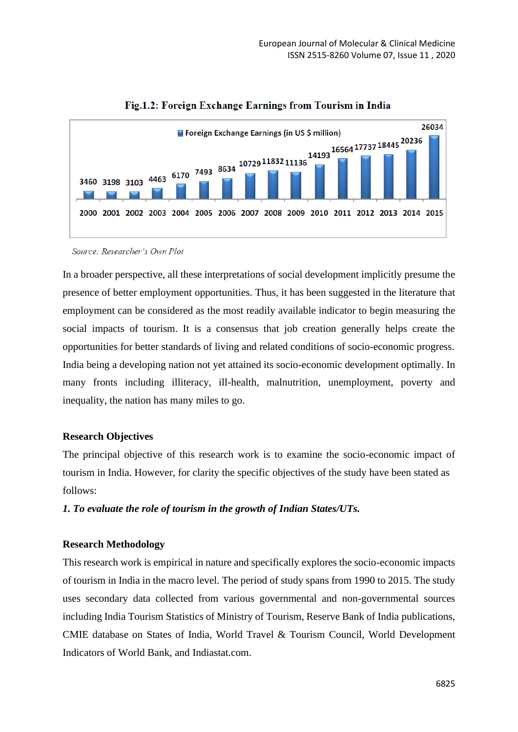**Fig.1.2: Foreign Exchange Earnings from Tourism in India**

| Year | Foreign Exchange Earnings (in US $ million) |
|---|---|
| 2000 | 3460 |
| 2001 | 3198 |
| 2002 | 3103 |
| 2003 | 4463 |
| 2004 | 6170 |
| 2005 | 7493 |
| 2006 | 8634 |
| 2007 | 10729 |
| 2008 | 11832 |
| 2009 | 11136 |
| 2010 | 14193 |
| 2011 | 16564 |
| 2012 | 17737 |
| 2013 | 18445 |
| 2014 | 20236 |
| 2015 | 26034 |

*Source: Researcher's Own Plot*

In a broader perspective, all these interpretations of social development implicitly presume the presence of better employment opportunities. Thus, it has been suggested in the literature that employment can be considered as the most readily available indicator to begin measuring the social impacts of tourism. It is a consensus that job creation generally helps create the opportunities for better standards of living and related conditions of socio-economic progress. India being a developing nation not yet attained its socio-economic development optimally. In many fronts including illiteracy, ill-health, malnutrition, unemployment, poverty and inequality, the nation has many miles to go.

## Research Objectives

The principal objective of this research work is to examine the socio-economic impact of tourism in India. However, for clarity the specific objectives of the study have been stated as follows:

***1. To evaluate the role of tourism in the growth of Indian States/UTs.***

## Research Methodology

This research work is empirical in nature and specifically explores the socio-economic impacts of tourism in India in the macro level. The period of study spans from 1990 to 2015. The study uses secondary data collected from various governmental and non-governmental sources including India Tourism Statistics of Ministry of Tourism, Reserve Bank of India publications, CMIE database on States of India, World Travel & Tourism Council, World Development Indicators of World Bank, and Indiastat.com.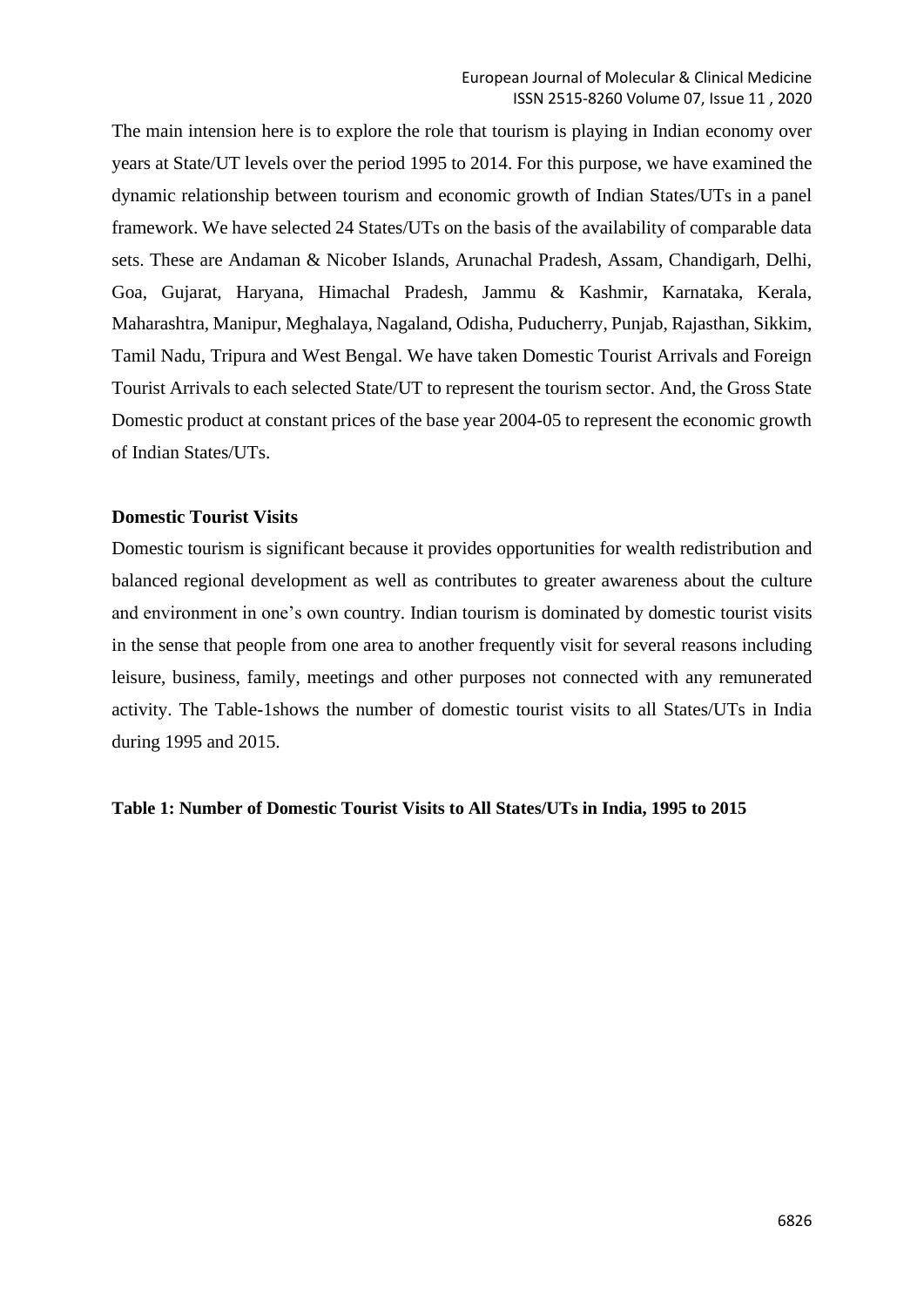The main intension here is to explore the role that tourism is playing in Indian economy over years at State/UT levels over the period 1995 to 2014. For this purpose, we have examined the dynamic relationship between tourism and economic growth of Indian States/UTs in a panel framework. We have selected 24 States/UTs on the basis of the availability of comparable data sets. These are Andaman & Nicober Islands, Arunachal Pradesh, Assam, Chandigarh, Delhi, Goa, Gujarat, Haryana, Himachal Pradesh, Jammu & Kashmir, Karnataka, Kerala, Maharashtra, Manipur, Meghalaya, Nagaland, Odisha, Puducherry, Punjab, Rajasthan, Sikkim, Tamil Nadu, Tripura and West Bengal. We have taken Domestic Tourist Arrivals and Foreign Tourist Arrivals to each selected State/UT to represent the tourism sector. And, the Gross State Domestic product at constant prices of the base year 2004-05 to represent the economic growth of Indian States/UTs.

**Domestic Tourist Visits**

Domestic tourism is significant because it provides opportunities for wealth redistribution and balanced regional development as well as contributes to greater awareness about the culture and environment in one's own country. Indian tourism is dominated by domestic tourist visits in the sense that people from one area to another frequently visit for several reasons including leisure, business, family, meetings and other purposes not connected with any remunerated activity. The Table-1shows the number of domestic tourist visits to all States/UTs in India during 1995 and 2015.

**Table 1: Number of Domestic Tourist Visits to All States/UTs in India, 1995 to 2015**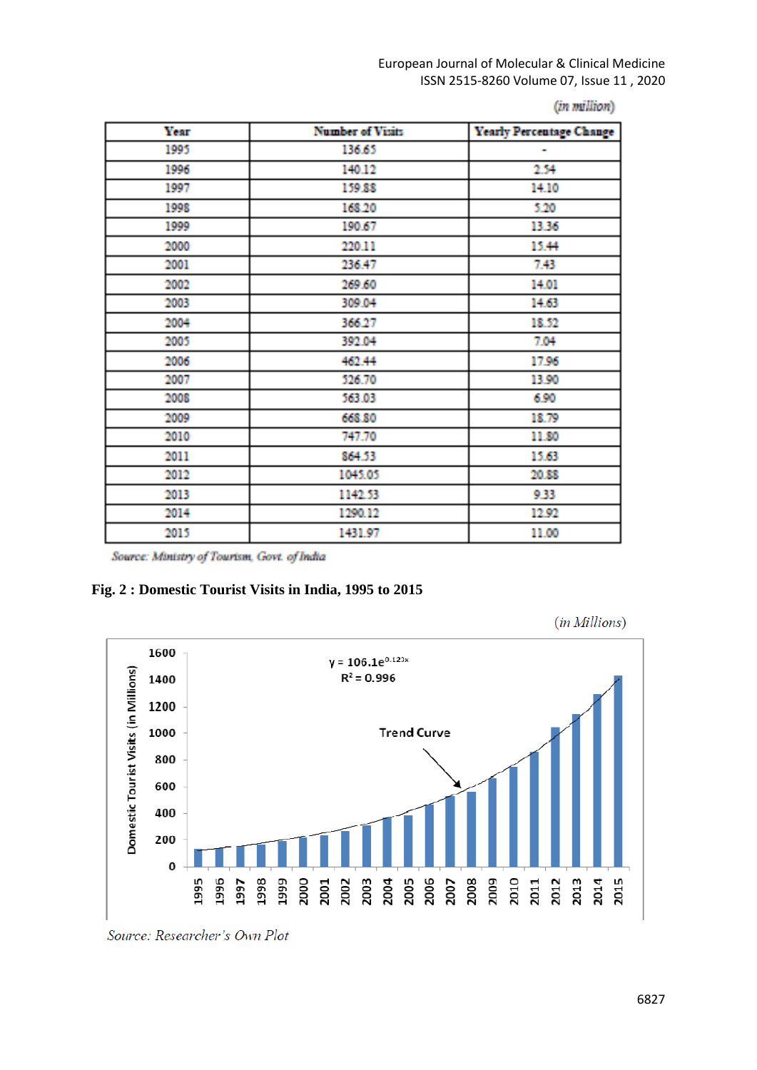(in million)

| Year | Number of Visits | Yearly Percentage Change |
|---|---|---|
| 1995 | 136.65 | - |
| 1996 | 140.12 | 2.54 |
| 1997 | 159.88 | 14.10 |
| 1998 | 168.20 | 5.20 |
| 1999 | 190.67 | 13.36 |
| 2000 | 220.11 | 15.44 |
| 2001 | 236.47 | 7.43 |
| 2002 | 269.60 | 14.01 |
| 2003 | 309.04 | 14.63 |
| 2004 | 366.27 | 18.52 |
| 2005 | 392.04 | 7.04 |
| 2006 | 462.44 | 17.96 |
| 2007 | 526.70 | 13.90 |
| 2008 | 563.03 | 6.90 |
| 2009 | 668.80 | 18.79 |
| 2010 | 747.70 | 11.80 |
| 2011 | 864.53 | 15.63 |
| 2012 | 1045.05 | 20.88 |
| 2013 | 1142.53 | 9.33 |
| 2014 | 1290.12 | 12.92 |
| 2015 | 1431.97 | 11.00 |

*Source: Ministry of Tourism, Govt. of India*

**Fig. 2 : Domestic Tourist Visits in India, 1995 to 2015**

(in Millions)

$y = 106.1e^{0.123x}$

$R^2 = 0.996$

Trend Curve

*Source: Researcher's Own Plot*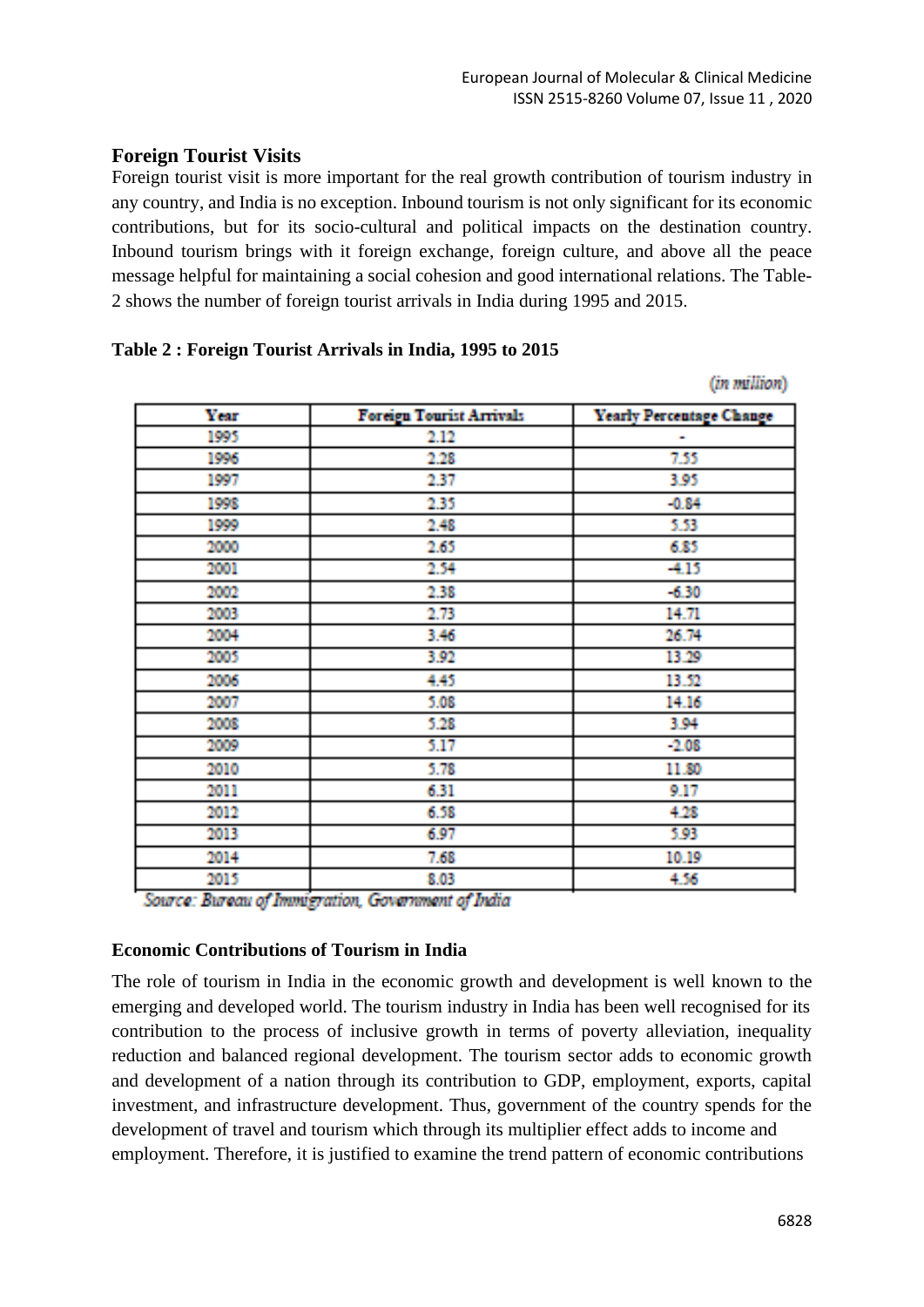### Foreign Tourist Visits

Foreign tourist visit is more important for the real growth contribution of tourism industry in any country, and India is no exception. Inbound tourism is not only significant for its economic contributions, but for its socio-cultural and political impacts on the destination country. Inbound tourism brings with it foreign exchange, foreign culture, and above all the peace message helpful for maintaining a social cohesion and good international relations. The Table-2 shows the number of foreign tourist arrivals in India during 1995 and 2015.

**Table 2 : Foreign Tourist Arrivals in India, 1995 to 2015**

*(in million)*

| Year | Foreign Tourist Arrivals | Yearly Percentage Change |
|---|---|---|
| 1995 | 2.12 | - |
| 1996 | 2.28 | 7.55 |
| 1997 | 2.37 | 3.95 |
| 1998 | 2.35 | -0.84 |
| 1999 | 2.48 | 5.53 |
| 2000 | 2.65 | 6.85 |
| 2001 | 2.54 | -4.15 |
| 2002 | 2.38 | -6.30 |
| 2003 | 2.73 | 14.71 |
| 2004 | 3.46 | 26.74 |
| 2005 | 3.92 | 13.29 |
| 2006 | 4.45 | 13.52 |
| 2007 | 5.08 | 14.16 |
| 2008 | 5.28 | 3.94 |
| 2009 | 5.17 | -2.08 |
| 2010 | 5.78 | 11.80 |
| 2011 | 6.31 | 9.17 |
| 2012 | 6.58 | 4.28 |
| 2013 | 6.97 | 5.93 |
| 2014 | 7.68 | 10.19 |
| 2015 | 8.03 | 4.56 |

*Source: Bureau of Immigration, Government of India*

### Economic Contributions of Tourism in India

The role of tourism in India in the economic growth and development is well known to the emerging and developed world. The tourism industry in India has been well recognised for its contribution to the process of inclusive growth in terms of poverty alleviation, inequality reduction and balanced regional development. The tourism sector adds to economic growth and development of a nation through its contribution to GDP, employment, exports, capital investment, and infrastructure development. Thus, government of the country spends for the development of travel and tourism which through its multiplier effect adds to income and employment. Therefore, it is justified to examine the trend pattern of economic contributions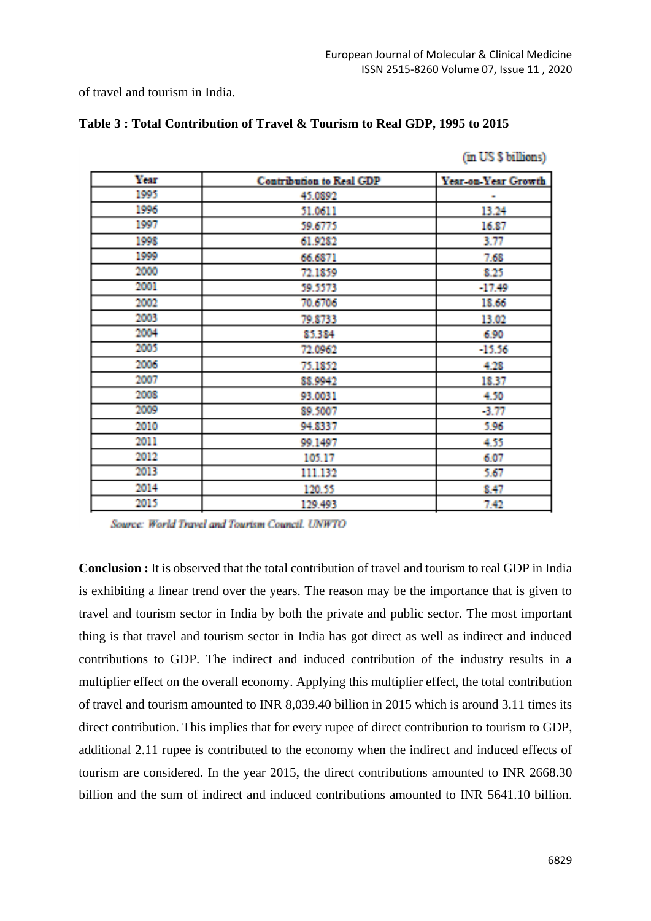of travel and tourism in India.

**Table 3 : Total Contribution of Travel & Tourism to Real GDP, 1995 to 2015**

(in US $ billions)

| Year | Contribution to Real GDP | Year-on-Year Growth |
|---|---|---|
| 1995 | 45.0892 | - |
| 1996 | 51.0611 | 13.24 |
| 1997 | 59.6775 | 16.87 |
| 1998 | 61.9282 | 3.77 |
| 1999 | 66.6871 | 7.68 |
| 2000 | 72.1859 | 8.25 |
| 2001 | 59.5573 | -17.49 |
| 2002 | 70.6706 | 18.66 |
| 2003 | 79.8733 | 13.02 |
| 2004 | 85.384 | 6.90 |
| 2005 | 72.0962 | -15.56 |
| 2006 | 75.1852 | 4.28 |
| 2007 | 88.9942 | 18.37 |
| 2008 | 93.0031 | 4.50 |
| 2009 | 89.5007 | -3.77 |
| 2010 | 94.8337 | 5.96 |
| 2011 | 99.1497 | 4.55 |
| 2012 | 105.17 | 6.07 |
| 2013 | 111.132 | 5.67 |
| 2014 | 120.55 | 8.47 |
| 2015 | 129.493 | 7.42 |

*Source: World Travel and Tourism Council, UNWTO*

**Conclusion :** It is observed that the total contribution of travel and tourism to real GDP in India is exhibiting a linear trend over the years. The reason may be the importance that is given to travel and tourism sector in India by both the private and public sector. The most important thing is that travel and tourism sector in India has got direct as well as indirect and induced contributions to GDP. The indirect and induced contribution of the industry results in a multiplier effect on the overall economy. Applying this multiplier effect, the total contribution of travel and tourism amounted to INR 8,039.40 billion in 2015 which is around 3.11 times its direct contribution. This implies that for every rupee of direct contribution to tourism to GDP, additional 2.11 rupee is contributed to the economy when the indirect and induced effects of tourism are considered. In the year 2015, the direct contributions amounted to INR 2668.30 billion and the sum of indirect and induced contributions amounted to INR 5641.10 billion.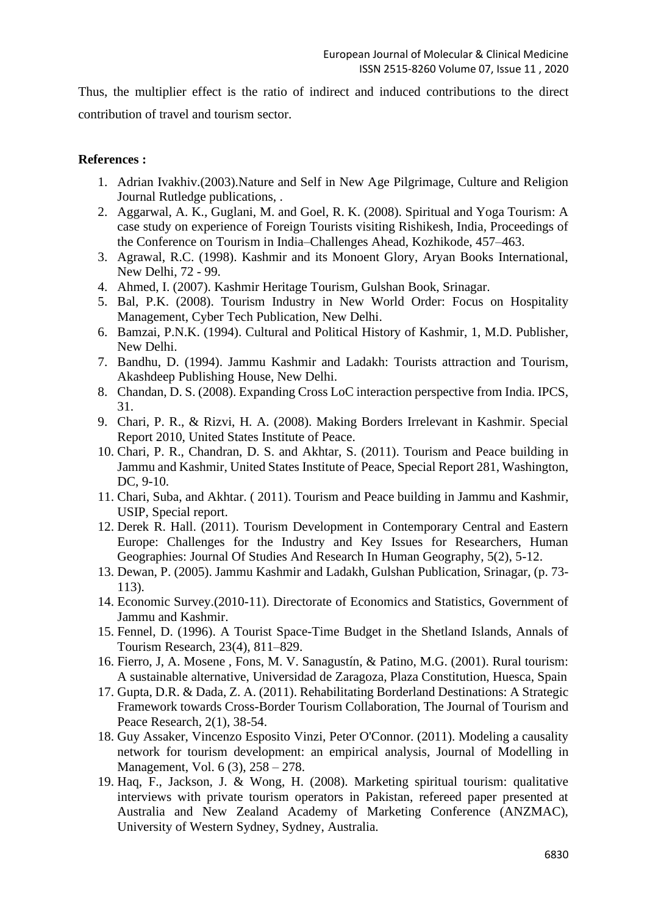Thus, the multiplier effect is the ratio of indirect and induced contributions to the direct contribution of travel and tourism sector.

**References :**

1. Adrian Ivakhiv.(2003).Nature and Self in New Age Pilgrimage, Culture and Religion Journal Rutledge publications, .
2. Aggarwal, A. K., Guglani, M. and Goel, R. K. (2008). Spiritual and Yoga Tourism: A case study on experience of Foreign Tourists visiting Rishikesh, India, Proceedings of the Conference on Tourism in India–Challenges Ahead, Kozhikode, 457–463.
3. Agrawal, R.C. (1998). Kashmir and its Monoent Glory, Aryan Books International, New Delhi, 72 - 99.
4. Ahmed, I. (2007). Kashmir Heritage Tourism, Gulshan Book, Srinagar.
5. Bal, P.K. (2008). Tourism Industry in New World Order: Focus on Hospitality Management, Cyber Tech Publication, New Delhi.
6. Bamzai, P.N.K. (1994). Cultural and Political History of Kashmir, 1, M.D. Publisher, New Delhi.
7. Bandhu, D. (1994). Jammu Kashmir and Ladakh: Tourists attraction and Tourism, Akashdeep Publishing House, New Delhi.
8. Chandan, D. S. (2008). Expanding Cross LoC interaction perspective from India. IPCS, 31.
9. Chari, P. R., & Rizvi, H. A. (2008). Making Borders Irrelevant in Kashmir. Special Report 2010, United States Institute of Peace.
10. Chari, P. R., Chandran, D. S. and Akhtar, S. (2011). Tourism and Peace building in Jammu and Kashmir, United States Institute of Peace, Special Report 281, Washington, DC, 9-10.
11. Chari, Suba, and Akhtar. ( 2011). Tourism and Peace building in Jammu and Kashmir, USIP, Special report.
12. Derek R. Hall. (2011). Tourism Development in Contemporary Central and Eastern Europe: Challenges for the Industry and Key Issues for Researchers, Human Geographies: Journal Of Studies And Research In Human Geography, 5(2), 5-12.
13. Dewan, P. (2005). Jammu Kashmir and Ladakh, Gulshan Publication, Srinagar, (p. 73-113).
14. Economic Survey.(2010-11). Directorate of Economics and Statistics, Government of Jammu and Kashmir.
15. Fennel, D. (1996). A Tourist Space-Time Budget in the Shetland Islands, Annals of Tourism Research, 23(4), 811–829.
16. Fierro, J, A. Mosene , Fons, M. V. Sanagustín, & Patino, M.G. (2001). Rural tourism: A sustainable alternative, Universidad de Zaragoza, Plaza Constitution, Huesca, Spain
17. Gupta, D.R. & Dada, Z. A. (2011). Rehabilitating Borderland Destinations: A Strategic Framework towards Cross-Border Tourism Collaboration, The Journal of Tourism and Peace Research, 2(1), 38-54.
18. Guy Assaker, Vincenzo Esposito Vinzi, Peter O'Connor. (2011). Modeling a causality network for tourism development: an empirical analysis, Journal of Modelling in Management, Vol. 6 (3), 258 – 278.
19. Haq, F., Jackson, J. & Wong, H. (2008). Marketing spiritual tourism: qualitative interviews with private tourism operators in Pakistan, refereed paper presented at Australia and New Zealand Academy of Marketing Conference (ANZMAC), University of Western Sydney, Sydney, Australia.